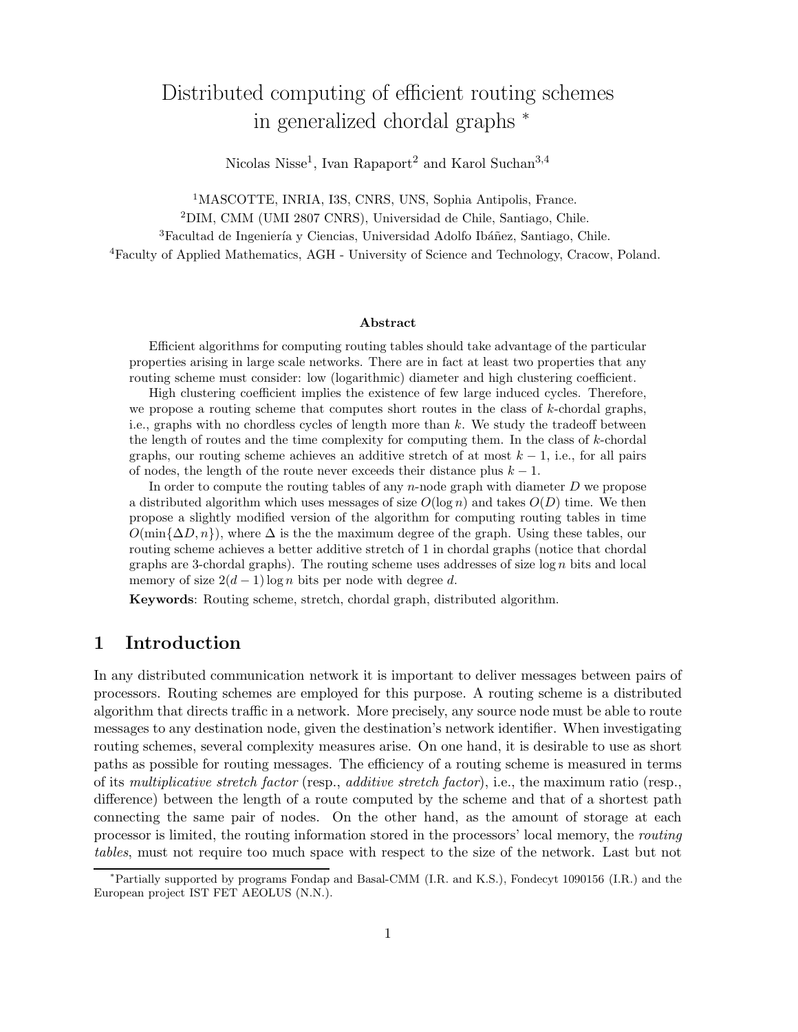# Distributed computing of efficient routing schemes in generalized chordal graphs *

Nicolas Nisse[1], Ivan Rapaport[2] and Karol Suchan[3,4]

[1]MASCOTTE, INRIA, I3S, CNRS, UNS, Sophia Antipolis, France.

[2]DIM, CMM (UMI 2807 CNRS), Universidad de Chile, Santiago, Chile.

[3]Facultad de Ingeniería y Ciencias, Universidad Adolfo Ibáñez, Santiago, Chile.

[4]Faculty of Applied Mathematics, AGH - University of Science and Technology, Cracow, Poland.

**Abstract**

Efficient algorithms for computing routing tables should take advantage of the particular properties arising in large scale networks. There are in fact at least two properties that any routing scheme must consider: low (logarithmic) diameter and high clustering coefficient.

High clustering coefficient implies the existence of few large induced cycles. Therefore, we propose a routing scheme that computes short routes in the class of $k$-chordal graphs, i.e., graphs with no chordless cycles of length more than $k$. We study the tradeoff between the length of routes and the time complexity for computing them. In the class of $k$-chordal graphs, our routing scheme achieves an additive stretch of at most $k-1$, i.e., for all pairs of nodes, the length of the route never exceeds their distance plus $k-1$.

In order to compute the routing tables of any $n$-node graph with diameter $D$ we propose a distributed algorithm which uses messages of size $O(\log n)$ and takes $O(D)$ time. We then propose a slightly modified version of the algorithm for computing routing tables in time $O(\min\{\Delta D, n\})$, where $\Delta$ is the the maximum degree of the graph. Using these tables, our routing scheme achieves a better additive stretch of 1 in chordal graphs (notice that chordal graphs are 3-chordal graphs). The routing scheme uses addresses of size $\log n$ bits and local memory of size $2(d-1)\log n$ bits per node with degree $d$.

**Keywords**: Routing scheme, stretch, chordal graph, distributed algorithm.

## 1 Introduction

In any distributed communication network it is important to deliver messages between pairs of processors. Routing schemes are employed for this purpose. A routing scheme is a distributed algorithm that directs traffic in a network. More precisely, any source node must be able to route messages to any destination node, given the destination's network identifier. When investigating routing schemes, several complexity measures arise. On one hand, it is desirable to use as short paths as possible for routing messages. The efficiency of a routing scheme is measured in terms of its *multiplicative stretch factor* (resp., *additive stretch factor*), i.e., the maximum ratio (resp., difference) between the length of a route computed by the scheme and that of a shortest path connecting the same pair of nodes. On the other hand, as the amount of storage at each processor is limited, the routing information stored in the processors' local memory, the *routing tables*, must not require too much space with respect to the size of the network. Last but not

*Partially supported by programs Fondap and Basal-CMM (I.R. and K.S.), Fondecyt 1090156 (I.R.) and the European project IST FET AEOLUS (N.N.).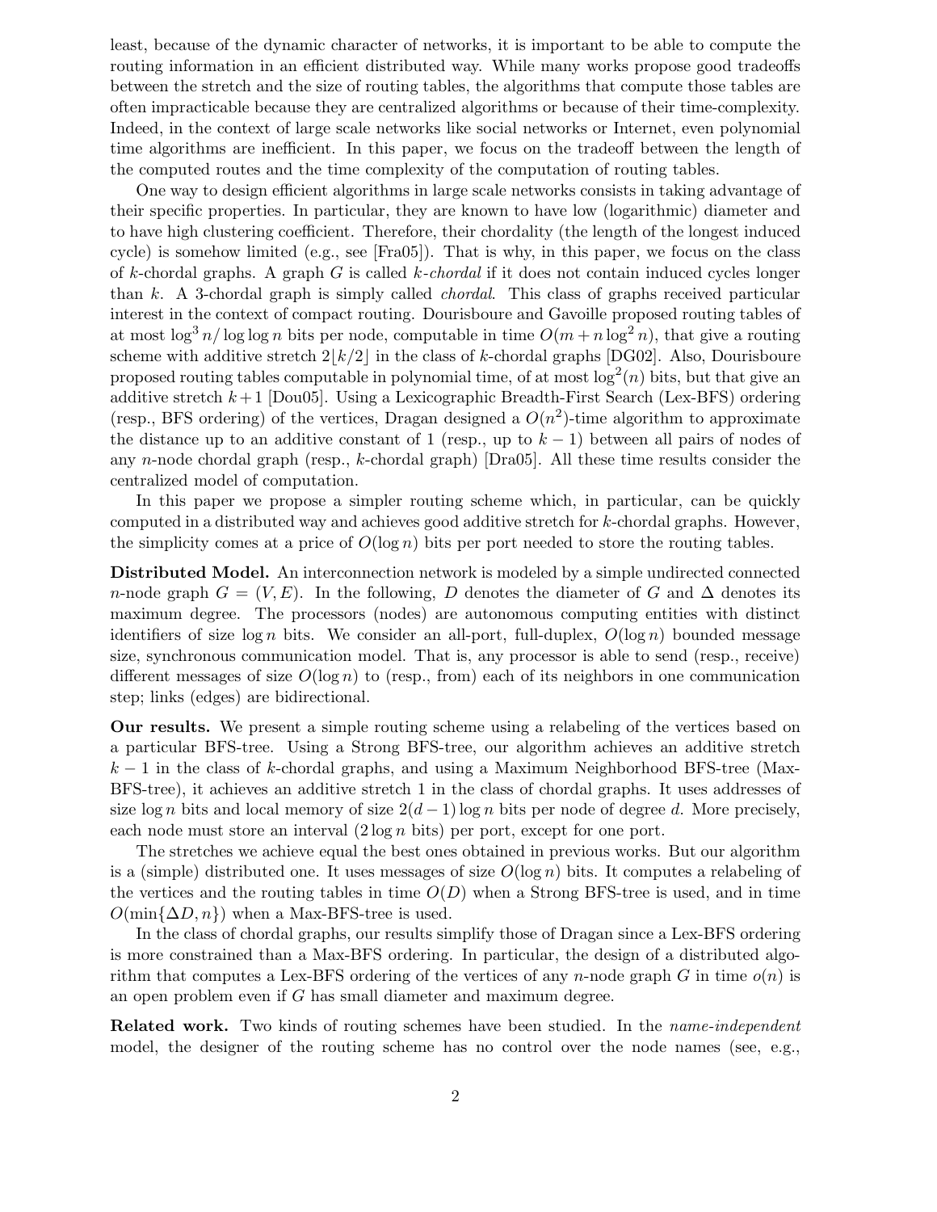least, because of the dynamic character of networks, it is important to be able to compute the routing information in an efficient distributed way. While many works propose good tradeoffs between the stretch and the size of routing tables, the algorithms that compute those tables are often impracticable because they are centralized algorithms or because of their time-complexity. Indeed, in the context of large scale networks like social networks or Internet, even polynomial time algorithms are inefficient. In this paper, we focus on the tradeoff between the length of the computed routes and the time complexity of the computation of routing tables.

One way to design efficient algorithms in large scale networks consists in taking advantage of their specific properties. In particular, they are known to have low (logarithmic) diameter and to have high clustering coefficient. Therefore, their chordality (the length of the longest induced cycle) is somehow limited (e.g., see [Fra05]). That is why, in this paper, we focus on the class of $k$-chordal graphs. A graph $G$ is called *$k$-chordal* if it does not contain induced cycles longer than $k$. A 3-chordal graph is simply called *chordal*. This class of graphs received particular interest in the context of compact routing. Dourisboure and Gavoille proposed routing tables of at most $\log^3 n/\log\log n$ bits per node, computable in time $O(m + n\log^2 n)$, that give a routing scheme with additive stretch $2\lfloor k/2\rfloor$ in the class of $k$-chordal graphs [DG02]. Also, Dourisboure proposed routing tables computable in polynomial time, of at most $\log^2(n)$ bits, but that give an additive stretch $k+1$ [Dou05]. Using a Lexicographic Breadth-First Search (Lex-BFS) ordering (resp., BFS ordering) of the vertices, Dragan designed a $O(n^2)$-time algorithm to approximate the distance up to an additive constant of 1 (resp., up to $k-1$) between all pairs of nodes of any $n$-node chordal graph (resp., $k$-chordal graph) [Dra05]. All these time results consider the centralized model of computation.

In this paper we propose a simpler routing scheme which, in particular, can be quickly computed in a distributed way and achieves good additive stretch for $k$-chordal graphs. However, the simplicity comes at a price of $O(\log n)$ bits per port needed to store the routing tables.

**Distributed Model.** An interconnection network is modeled by a simple undirected connected $n$-node graph $G = (V, E)$. In the following, $D$ denotes the diameter of $G$ and $\Delta$ denotes its maximum degree. The processors (nodes) are autonomous computing entities with distinct identifiers of size $\log n$ bits. We consider an all-port, full-duplex, $O(\log n)$ bounded message size, synchronous communication model. That is, any processor is able to send (resp., receive) different messages of size $O(\log n)$ to (resp., from) each of its neighbors in one communication step; links (edges) are bidirectional.

**Our results.** We present a simple routing scheme using a relabeling of the vertices based on a particular BFS-tree. Using a Strong BFS-tree, our algorithm achieves an additive stretch $k-1$ in the class of $k$-chordal graphs, and using a Maximum Neighborhood BFS-tree (Max-BFS-tree), it achieves an additive stretch 1 in the class of chordal graphs. It uses addresses of size $\log n$ bits and local memory of size $2(d-1)\log n$ bits per node of degree $d$. More precisely, each node must store an interval ($2\log n$ bits) per port, except for one port.

The stretches we achieve equal the best ones obtained in previous works. But our algorithm is a (simple) distributed one. It uses messages of size $O(\log n)$ bits. It computes a relabeling of the vertices and the routing tables in time $O(D)$ when a Strong BFS-tree is used, and in time $O(\min\{\Delta D, n\})$ when a Max-BFS-tree is used.

In the class of chordal graphs, our results simplify those of Dragan since a Lex-BFS ordering is more constrained than a Max-BFS ordering. In particular, the design of a distributed algorithm that computes a Lex-BFS ordering of the vertices of any $n$-node graph $G$ in time $o(n)$ is an open problem even if $G$ has small diameter and maximum degree.

**Related work.** Two kinds of routing schemes have been studied. In the *name-independent* model, the designer of the routing scheme has no control over the node names (see, e.g.,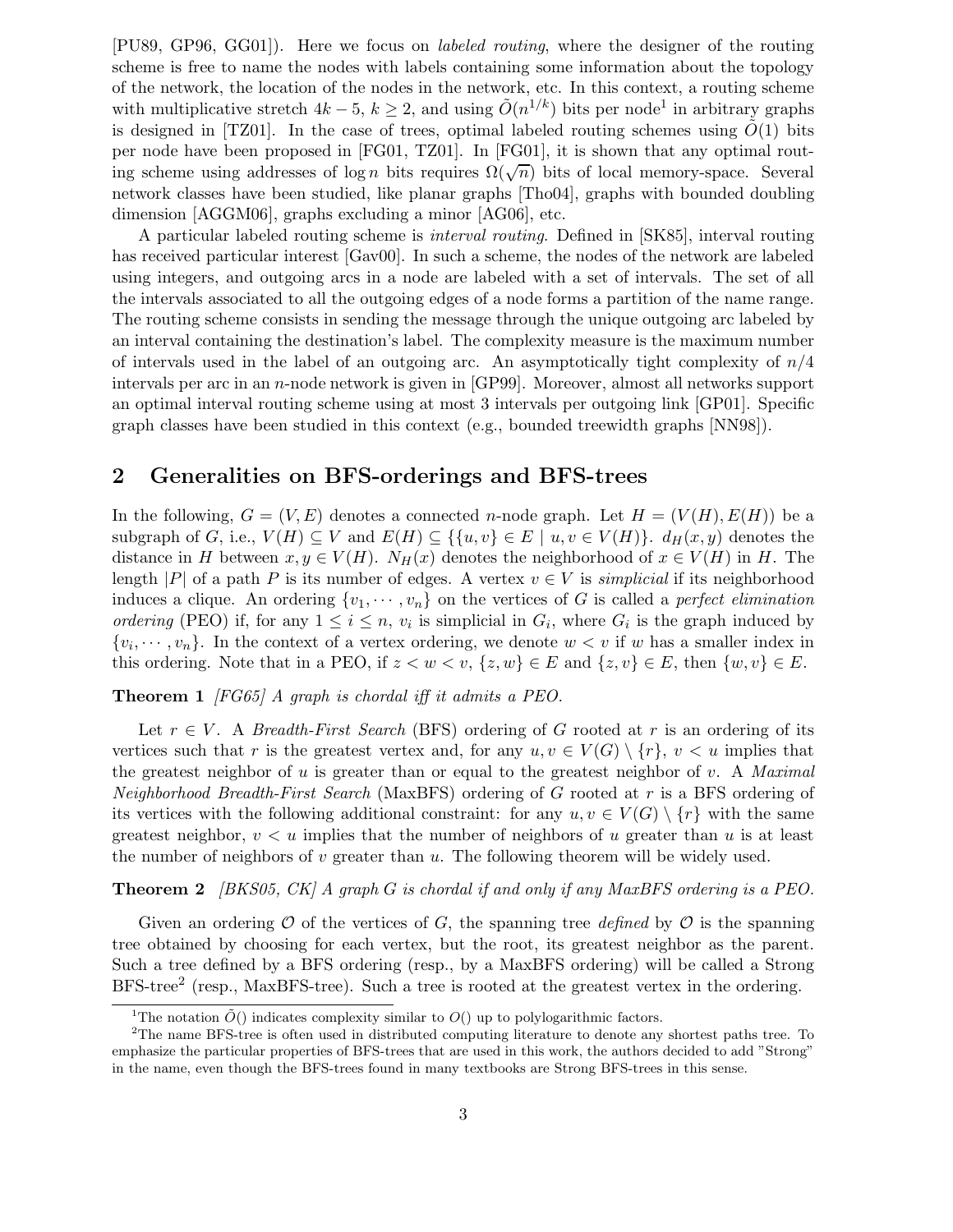[PU89, GP96, GG01]). Here we focus on *labeled routing*, where the designer of the routing scheme is free to name the nodes with labels containing some information about the topology of the network, the location of the nodes in the network, etc. In this context, a routing scheme with multiplicative stretch $4k-5$, $k \geq 2$, and using $\tilde{O}(n^{1/k})$ bits per node[1] in arbitrary graphs is designed in [TZ01]. In the case of trees, optimal labeled routing schemes using $\tilde{O}(1)$ bits per node have been proposed in [FG01, TZ01]. In [FG01], it is shown that any optimal routing scheme using addresses of $\log n$ bits requires $\Omega(\sqrt{n})$ bits of local memory-space. Several network classes have been studied, like planar graphs [Tho04], graphs with bounded doubling dimension [AGGM06], graphs excluding a minor [AG06], etc.

A particular labeled routing scheme is *interval routing*. Defined in [SK85], interval routing has received particular interest [Gav00]. In such a scheme, the nodes of the network are labeled using integers, and outgoing arcs in a node are labeled with a set of intervals. The set of all the intervals associated to all the outgoing edges of a node forms a partition of the name range. The routing scheme consists in sending the message through the unique outgoing arc labeled by an interval containing the destination's label. The complexity measure is the maximum number of intervals used in the label of an outgoing arc. An asymptotically tight complexity of $n/4$ intervals per arc in an $n$-node network is given in [GP99]. Moreover, almost all networks support an optimal interval routing scheme using at most 3 intervals per outgoing link [GP01]. Specific graph classes have been studied in this context (e.g., bounded treewidth graphs [NN98]).

## 2 Generalities on BFS-orderings and BFS-trees

In the following, $G = (V, E)$ denotes a connected $n$-node graph. Let $H = (V(H), E(H))$ be a subgraph of $G$, i.e., $V(H) \subseteq V$ and $E(H) \subseteq \{\{u, v\} \in E \mid u, v \in V(H)\}$. $d_H(x, y)$ denotes the distance in $H$ between $x, y \in V(H)$. $N_H(x)$ denotes the neighborhood of $x \in V(H)$ in $H$. The length $|P|$ of a path $P$ is its number of edges. A vertex $v \in V$ is *simplicial* if its neighborhood induces a clique. An ordering $\{v_1, \cdots, v_n\}$ on the vertices of $G$ is called a *perfect elimination ordering* (PEO) if, for any $1 \leq i \leq n$, $v_i$ is simplicial in $G_i$, where $G_i$ is the graph induced by $\{v_i, \cdots, v_n\}$. In the context of a vertex ordering, we denote $w < v$ if $w$ has a smaller index in this ordering. Note that in a PEO, if $z < w < v$, $\{z, w\} \in E$ and $\{z, v\} \in E$, then $\{w, v\} \in E$.

**Theorem 1** *[FG65] A graph is chordal iff it admits a PEO.*

Let $r \in V$. A *Breadth-First Search* (BFS) ordering of $G$ rooted at $r$ is an ordering of its vertices such that $r$ is the greatest vertex and, for any $u, v \in V(G) \setminus \{r\}$, $v < u$ implies that the greatest neighbor of $u$ is greater than or equal to the greatest neighbor of $v$. A *Maximal Neighborhood Breadth-First Search* (MaxBFS) ordering of $G$ rooted at $r$ is a BFS ordering of its vertices with the following additional constraint: for any $u, v \in V(G) \setminus \{r\}$ with the same greatest neighbor, $v < u$ implies that the number of neighbors of $u$ greater than $u$ is at least the number of neighbors of $v$ greater than $u$. The following theorem will be widely used.

**Theorem 2** *[BKS05, CK] A graph $G$ is chordal if and only if any MaxBFS ordering is a PEO.*

Given an ordering $\mathcal{O}$ of the vertices of $G$, the spanning tree *defined* by $\mathcal{O}$ is the spanning tree obtained by choosing for each vertex, but the root, its greatest neighbor as the parent. Such a tree defined by a BFS ordering (resp., by a MaxBFS ordering) will be called a Strong BFS-tree[2] (resp., MaxBFS-tree). Such a tree is rooted at the greatest vertex in the ordering.

[1] The notation $\tilde{O}()$ indicates complexity similar to $O()$ up to polylogarithmic factors.

[2] The name BFS-tree is often used in distributed computing literature to denote any shortest paths tree. To emphasize the particular properties of BFS-trees that are used in this work, the authors decided to add "Strong" in the name, even though the BFS-trees found in many textbooks are Strong BFS-trees in this sense.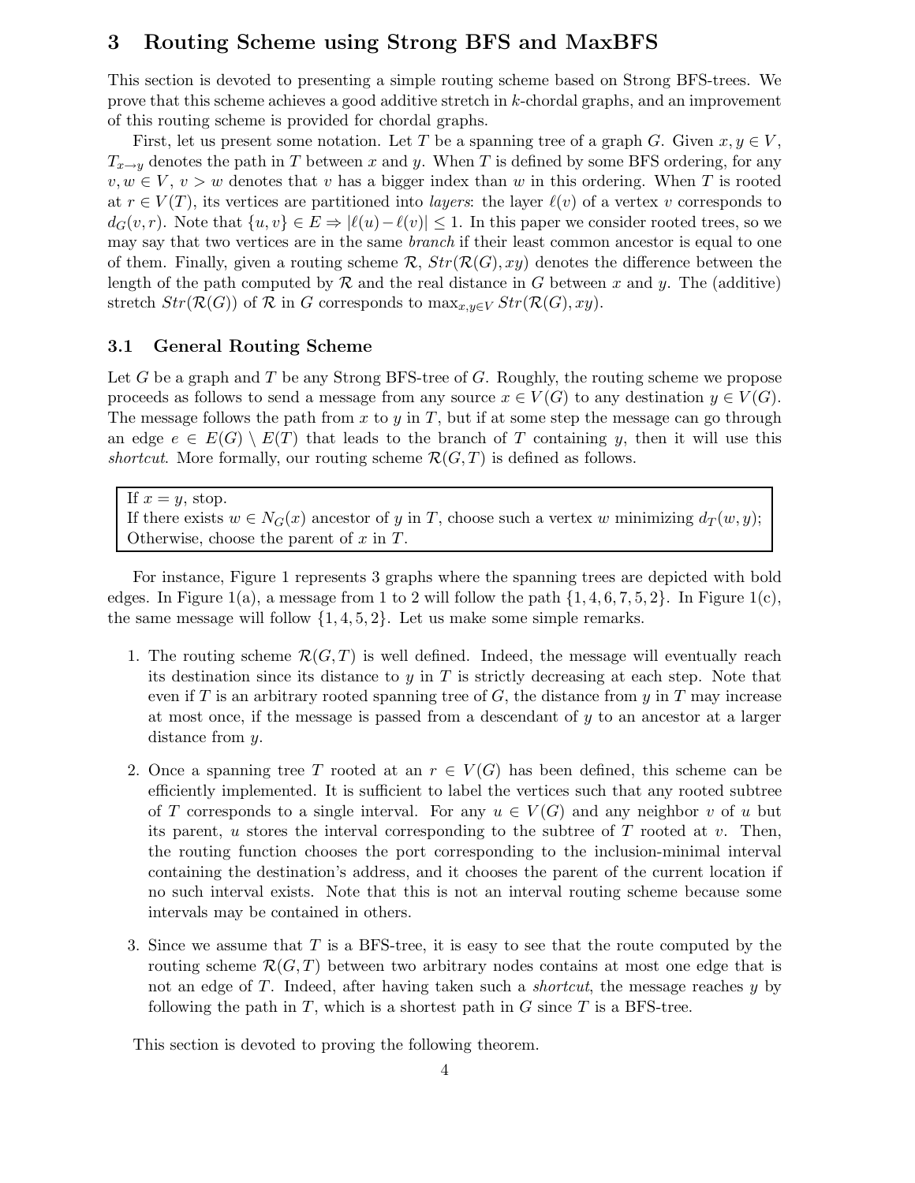# 3 Routing Scheme using Strong BFS and MaxBFS

This section is devoted to presenting a simple routing scheme based on Strong BFS-trees. We prove that this scheme achieves a good additive stretch in $k$-chordal graphs, and an improvement of this routing scheme is provided for chordal graphs.

First, let us present some notation. Let $T$ be a spanning tree of a graph $G$. Given $x, y \in V$, $T_{x \to y}$ denotes the path in $T$ between $x$ and $y$. When $T$ is defined by some BFS ordering, for any $v, w \in V$, $v > w$ denotes that $v$ has a bigger index than $w$ in this ordering. When $T$ is rooted at $r \in V(T)$, its vertices are partitioned into *layers*: the layer $\ell(v)$ of a vertex $v$ corresponds to $d_G(v, r)$. Note that $\{u, v\} \in E \Rightarrow |\ell(u) - \ell(v)| \leq 1$. In this paper we consider rooted trees, so we may say that two vertices are in the same *branch* if their least common ancestor is equal to one of them. Finally, given a routing scheme $\mathcal{R}$, $Str(\mathcal{R}(G), xy)$ denotes the difference between the length of the path computed by $\mathcal{R}$ and the real distance in $G$ between $x$ and $y$. The (additive) stretch $Str(\mathcal{R}(G))$ of $\mathcal{R}$ in $G$ corresponds to $\max_{x,y \in V} Str(\mathcal{R}(G), xy)$.

## 3.1 General Routing Scheme

Let $G$ be a graph and $T$ be any Strong BFS-tree of $G$. Roughly, the routing scheme we propose proceeds as follows to send a message from any source $x \in V(G)$ to any destination $y \in V(G)$. The message follows the path from $x$ to $y$ in $T$, but if at some step the message can go through an edge $e \in E(G) \setminus E(T)$ that leads to the branch of $T$ containing $y$, then it will use this *shortcut*. More formally, our routing scheme $\mathcal{R}(G, T)$ is defined as follows.

> If $x = y$, stop.
> If there exists $w \in N_G(x)$ ancestor of $y$ in $T$, choose such a vertex $w$ minimizing $d_T(w, y)$;
> Otherwise, choose the parent of $x$ in $T$.

For instance, Figure 1 represents 3 graphs where the spanning trees are depicted with bold edges. In Figure 1(a), a message from 1 to 2 will follow the path $\{1, 4, 6, 7, 5, 2\}$. In Figure 1(c), the same message will follow $\{1, 4, 5, 2\}$. Let us make some simple remarks.

1. The routing scheme $\mathcal{R}(G, T)$ is well defined. Indeed, the message will eventually reach its destination since its distance to $y$ in $T$ is strictly decreasing at each step. Note that even if $T$ is an arbitrary rooted spanning tree of $G$, the distance from $y$ in $T$ may increase at most once, if the message is passed from a descendant of $y$ to an ancestor at a larger distance from $y$.

2. Once a spanning tree $T$ rooted at an $r \in V(G)$ has been defined, this scheme can be efficiently implemented. It is sufficient to label the vertices such that any rooted subtree of $T$ corresponds to a single interval. For any $u \in V(G)$ and any neighbor $v$ of $u$ but its parent, $u$ stores the interval corresponding to the subtree of $T$ rooted at $v$. Then, the routing function chooses the port corresponding to the inclusion-minimal interval containing the destination's address, and it chooses the parent of the current location if no such interval exists. Note that this is not an interval routing scheme because some intervals may be contained in others.

3. Since we assume that $T$ is a BFS-tree, it is easy to see that the route computed by the routing scheme $\mathcal{R}(G, T)$ between two arbitrary nodes contains at most one edge that is not an edge of $T$. Indeed, after having taken such a *shortcut*, the message reaches $y$ by following the path in $T$, which is a shortest path in $G$ since $T$ is a BFS-tree.

This section is devoted to proving the following theorem.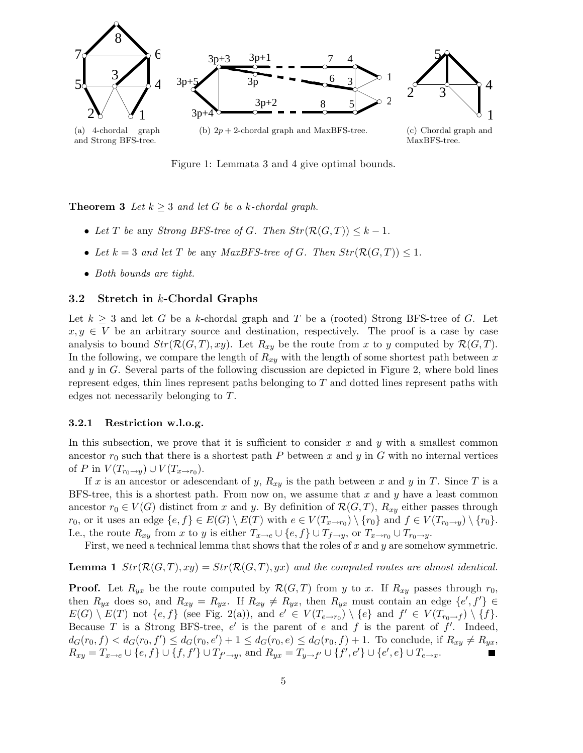(a) 4-chordal graph and Strong BFS-tree.

(b) $2p+2$-chordal graph and MaxBFS-tree.

(c) Chordal graph and MaxBFS-tree.

Figure 1: Lemmata 3 and 4 give optimal bounds.

**Theorem 3** *Let $k \geq 3$ and let $G$ be a $k$-chordal graph.*

- *Let $T$ be* any *Strong BFS-tree of $G$. Then $Str(\mathcal{R}(G,T)) \leq k-1$.*
- *Let $k = 3$ and let $T$ be* any *MaxBFS-tree of $G$. Then $Str(\mathcal{R}(G,T)) \leq 1$.*
- *Both bounds are tight.*

## 3.2 Stretch in $k$-Chordal Graphs

Let $k \geq 3$ and let $G$ be a $k$-chordal graph and $T$ be a (rooted) Strong BFS-tree of $G$. Let $x, y \in V$ be an arbitrary source and destination, respectively. The proof is a case by case analysis to bound $Str(\mathcal{R}(G,T), xy)$. Let $R_{xy}$ be the route from $x$ to $y$ computed by $\mathcal{R}(G,T)$. In the following, we compare the length of $R_{xy}$ with the length of some shortest path between $x$ and $y$ in $G$. Several parts of the following discussion are depicted in Figure 2, where bold lines represent edges, thin lines represent paths belonging to $T$ and dotted lines represent paths with edges not necessarily belonging to $T$.

### 3.2.1 Restriction w.l.o.g.

In this subsection, we prove that it is sufficient to consider $x$ and $y$ with a smallest common ancestor $r_0$ such that there is a shortest path $P$ between $x$ and $y$ in $G$ with no internal vertices of $P$ in $V(T_{r_0 \to y}) \cup V(T_{x \to r_0})$.

If $x$ is an ancestor or adescendant of $y$, $R_{xy}$ is the path between $x$ and $y$ in $T$. Since $T$ is a BFS-tree, this is a shortest path. From now on, we assume that $x$ and $y$ have a least common ancestor $r_0 \in V(G)$ distinct from $x$ and $y$. By definition of $\mathcal{R}(G,T)$, $R_{xy}$ either passes through $r_0$, or it uses an edge $\{e,f\} \in E(G) \setminus E(T)$ with $e \in V(T_{x \to r_0}) \setminus \{r_0\}$ and $f \in V(T_{r_0 \to y}) \setminus \{r_0\}$. I.e., the route $R_{xy}$ from $x$ to $y$ is either $T_{x \to e} \cup \{e,f\} \cup T_{f \to y}$, or $T_{x \to r_0} \cup T_{r_0 \to y}$.

First, we need a technical lemma that shows that the roles of $x$ and $y$ are somehow symmetric.

**Lemma 1** *$Str(\mathcal{R}(G,T), xy) = Str(\mathcal{R}(G,T), yx)$ and the computed routes are almost identical.*

**Proof.** Let $R_{yx}$ be the route computed by $\mathcal{R}(G,T)$ from $y$ to $x$. If $R_{xy}$ passes through $r_0$, then $R_{yx}$ does so, and $R_{xy} = R_{yx}$. If $R_{xy} \neq R_{yx}$, then $R_{yx}$ must contain an edge $\{e', f'\} \in E(G) \setminus E(T)$ not $\{e,f\}$ (see Fig. 2(a)), and $e' \in V(T_{e \to r_0}) \setminus \{e\}$ and $f' \in V(T_{r_0 \to f}) \setminus \{f\}$. Because $T$ is a Strong BFS-tree, $e'$ is the parent of $e$ and $f$ is the parent of $f'$. Indeed, $d_G(r_0, f) < d_G(r_0, f') \leq d_G(r_0, e') + 1 \leq d_G(r_0, e) \leq d_G(r_0, f) + 1$. To conclude, if $R_{xy} \neq R_{yx}$, $R_{xy} = T_{x \to e} \cup \{e,f\} \cup \{f,f'\} \cup T_{f' \to y}$, and $R_{yx} = T_{y \to f'} \cup \{f', e'\} \cup \{e', e\} \cup T_{e \to x}$. ■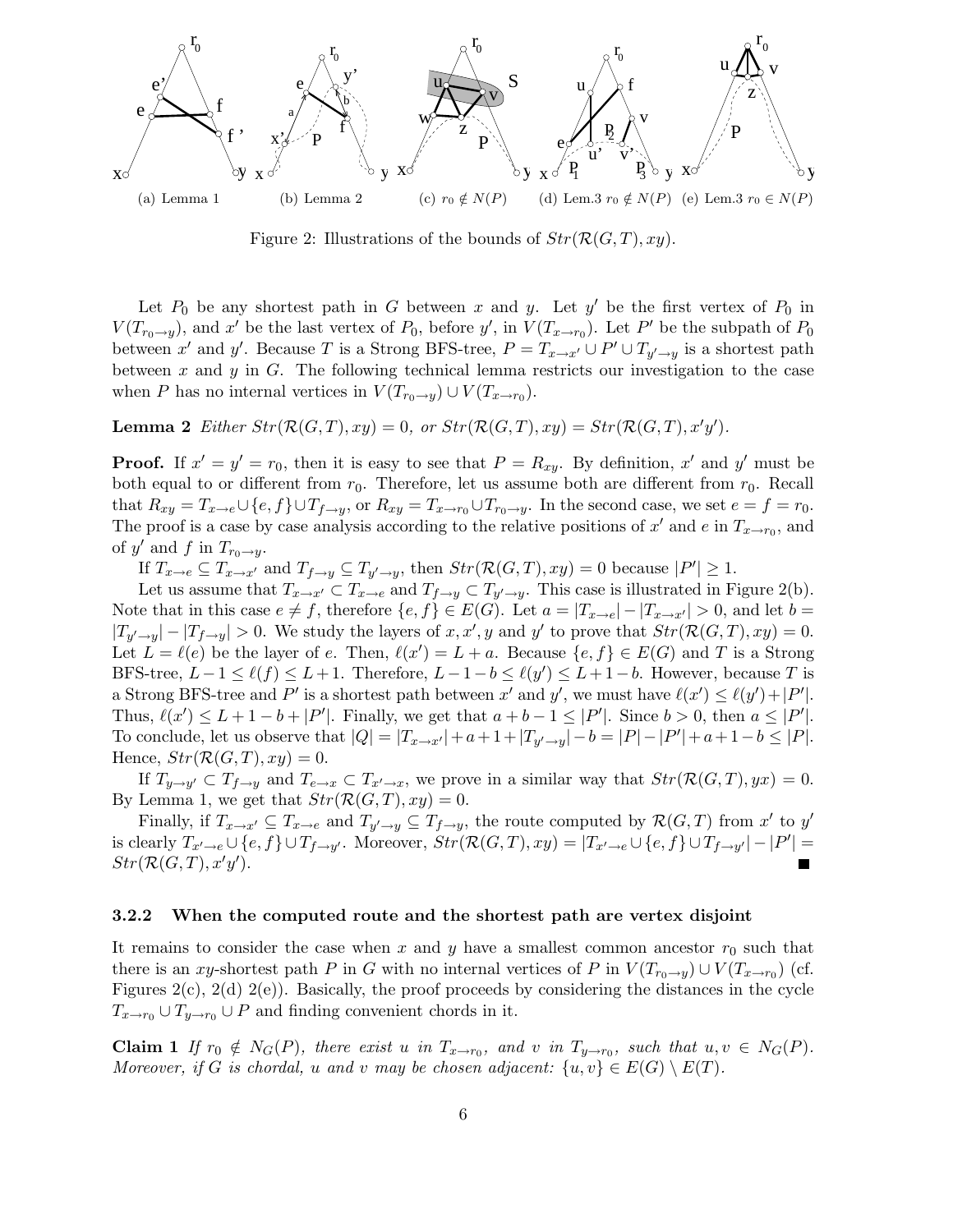(a) Lemma 1 (b) Lemma 2 (c) $r_0 \notin N(P)$ (d) Lem.3 $r_0 \notin N(P)$ (e) Lem.3 $r_0 \in N(P)$

Figure 2: Illustrations of the bounds of $Str(\mathcal{R}(G,T), xy)$.

Let $P_0$ be any shortest path in $G$ between $x$ and $y$. Let $y'$ be the first vertex of $P_0$ in $V(T_{r_0 \to y})$, and $x'$ be the last vertex of $P_0$, before $y'$, in $V(T_{x \to r_0})$. Let $P'$ be the subpath of $P_0$ between $x'$ and $y'$. Because $T$ is a Strong BFS-tree, $P = T_{x \to x'} \cup P' \cup T_{y' \to y}$ is a shortest path between $x$ and $y$ in $G$. The following technical lemma restricts our investigation to the case when $P$ has no internal vertices in $V(T_{r_0 \to y}) \cup V(T_{x \to r_0})$.

**Lemma 2** *Either $Str(\mathcal{R}(G,T), xy) = 0$, or $Str(\mathcal{R}(G,T), xy) = Str(\mathcal{R}(G,T), x'y')$.*

**Proof.** If $x' = y' = r_0$, then it is easy to see that $P = R_{xy}$. By definition, $x'$ and $y'$ must be both equal to or different from $r_0$. Therefore, let us assume both are different from $r_0$. Recall that $R_{xy} = T_{x \to e} \cup \{e,f\} \cup T_{f \to y}$, or $R_{xy} = T_{x \to r_0} \cup T_{r_0 \to y}$. In the second case, we set $e = f = r_0$. The proof is a case by case analysis according to the relative positions of $x'$ and $e$ in $T_{x \to r_0}$, and of $y'$ and $f$ in $T_{r_0 \to y}$.

If $T_{x \to e} \subseteq T_{x \to x'}$ and $T_{f \to y} \subseteq T_{y' \to y}$, then $Str(\mathcal{R}(G,T), xy) = 0$ because $|P'| \geq 1$.

Let us assume that $T_{x \to x'} \subset T_{x \to e}$ and $T_{f \to y} \subset T_{y' \to y}$. This case is illustrated in Figure 2(b). Note that in this case $e \neq f$, therefore $\{e,f\} \in E(G)$. Let $a = |T_{x \to e}| - |T_{x \to x'}| > 0$, and let $b = |T_{y' \to y}| - |T_{f \to y}| > 0$. We study the layers of $x, x', y$ and $y'$ to prove that $Str(\mathcal{R}(G,T), xy) = 0$. Let $L = \ell(e)$ be the layer of $e$. Then, $\ell(x') = L + a$. Because $\{e,f\} \in E(G)$ and $T$ is a Strong BFS-tree, $L - 1 \leq \ell(f) \leq L + 1$. Therefore, $L - 1 - b \leq \ell(y') \leq L + 1 - b$. However, because $T$ is a Strong BFS-tree and $P'$ is a shortest path between $x'$ and $y'$, we must have $\ell(x') \leq \ell(y') + |P'|$. Thus, $\ell(x') \leq L + 1 - b + |P'|$. Finally, we get that $a + b - 1 \leq |P'|$. Since $b > 0$, then $a \leq |P'|$. To conclude, let us observe that $|Q| = |T_{x \to x'}| + a + 1 + |T_{y' \to y}| - b = |P| - |P'| + a + 1 - b \leq |P|$. Hence, $Str(\mathcal{R}(G,T), xy) = 0$.

If $T_{y \to y'} \subset T_{f \to y}$ and $T_{e \to x} \subset T_{x' \to x}$, we prove in a similar way that $Str(\mathcal{R}(G,T), yx) = 0$. By Lemma 1, we get that $Str(\mathcal{R}(G,T), xy) = 0$.

Finally, if $T_{x \to x'} \subseteq T_{x \to e}$ and $T_{y' \to y} \subseteq T_{f \to y}$, the route computed by $\mathcal{R}(G,T)$ from $x'$ to $y'$ is clearly $T_{x' \to e} \cup \{e,f\} \cup T_{f \to y'}$. Moreover, $Str(\mathcal{R}(G,T), xy) = |T_{x' \to e} \cup \{e,f\} \cup T_{f \to y'}| - |P'| = Str(\mathcal{R}(G,T), x'y')$. ∎

### 3.2.2 When the computed route and the shortest path are vertex disjoint

It remains to consider the case when $x$ and $y$ have a smallest common ancestor $r_0$ such that there is an $xy$-shortest path $P$ in $G$ with no internal vertices of $P$ in $V(T_{r_0 \to y}) \cup V(T_{x \to r_0})$ (cf. Figures 2(c), 2(d) 2(e)). Basically, the proof proceeds by considering the distances in the cycle $T_{x \to r_0} \cup T_{y \to r_0} \cup P$ and finding convenient chords in it.

**Claim 1** *If $r_0 \notin N_G(P)$, there exist $u$ in $T_{x \to r_0}$, and $v$ in $T_{y \to r_0}$, such that $u, v \in N_G(P)$. Moreover, if $G$ is chordal, $u$ and $v$ may be chosen adjacent: $\{u,v\} \in E(G) \setminus E(T)$.*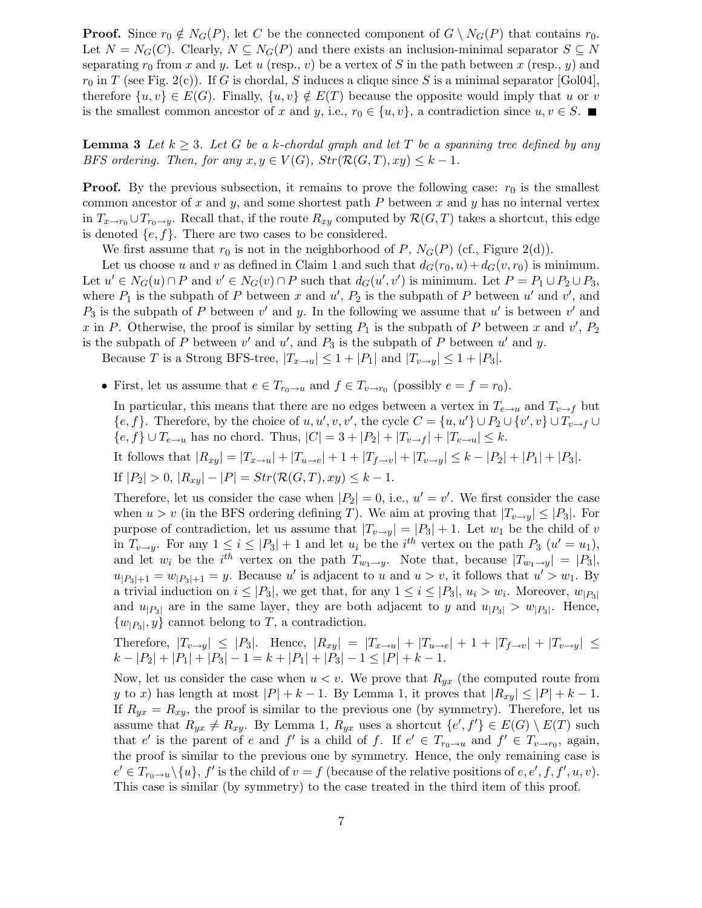**Proof.** Since $r_0 \notin N_G(P)$, let $C$ be the connected component of $G \setminus N_G(P)$ that contains $r_0$. Let $N = N_G(C)$. Clearly, $N \subseteq N_G(P)$ and there exists an inclusion-minimal separator $S \subseteq N$ separating $r_0$ from $x$ and $y$. Let $u$ (resp., $v$) be a vertex of $S$ in the path between $x$ (resp., $y$) and $r_0$ in $T$ (see Fig. 2(c)). If $G$ is chordal, $S$ induces a clique since $S$ is a minimal separator [Gol04], therefore $\{u,v\} \in E(G)$. Finally, $\{u,v\} \notin E(T)$ because the opposite would imply that $u$ or $v$ is the smallest common ancestor of $x$ and $y$, i.e., $r_0 \in \{u,v\}$, a contradiction since $u,v \in S$. ■

**Lemma 3** *Let $k \geq 3$. Let $G$ be a $k$-chordal graph and let $T$ be a spanning tree defined by any BFS ordering. Then, for any $x,y \in V(G)$, $Str(\mathcal{R}(G,T),xy) \leq k-1$.*

**Proof.** By the previous subsection, it remains to prove the following case: $r_0$ is the smallest common ancestor of $x$ and $y$, and some shortest path $P$ between $x$ and $y$ has no internal vertex in $T_{x\to r_0} \cup T_{r_0 \to y}$. Recall that, if the route $R_{xy}$ computed by $\mathcal{R}(G,T)$ takes a shortcut, this edge is denoted $\{e,f\}$. There are two cases to be considered.

We first assume that $r_0$ is not in the neighborhood of $P$, $N_G(P)$ (cf., Figure 2(d)).

Let us choose $u$ and $v$ as defined in Claim 1 and such that $d_G(r_0,u) + d_G(v,r_0)$ is minimum. Let $u' \in N_G(u) \cap P$ and $v' \in N_G(v) \cap P$ such that $d_G(u',v')$ is minimum. Let $P = P_1 \cup P_2 \cup P_3$, where $P_1$ is the subpath of $P$ between $x$ and $u'$, $P_2$ is the subpath of $P$ between $u'$ and $v'$, and $P_3$ is the subpath of $P$ between $v'$ and $y$. In the following we assume that $u'$ is between $v'$ and $x$ in $P$. Otherwise, the proof is similar by setting $P_1$ is the subpath of $P$ between $x$ and $v'$, $P_2$ is the subpath of $P$ between $v'$ and $u'$, and $P_3$ is the subpath of $P$ between $u'$ and $y$.

Because $T$ is a Strong BFS-tree, $|T_{x\to u}| \leq 1 + |P_1|$ and $|T_{v \to y}| \leq 1 + |P_3|$.

- First, let us assume that $e \in T_{r_0 \to u}$ and $f \in T_{v \to r_0}$ (possibly $e = f = r_0$).

  In particular, this means that there are no edges between a vertex in $T_{e\to u}$ and $T_{v\to f}$ but $\{e,f\}$. Therefore, by the choice of $u,u',v,v'$, the cycle $C = \{u,u'\} \cup P_2 \cup \{v',v\} \cup T_{v\to f} \cup \{e,f\} \cup T_{e\to u}$ has no chord. Thus, $|C| = 3 + |P_2| + |T_{v\to f}| + |T_{e \to u}| \leq k$.

  It follows that $|R_{xy}| = |T_{x\to u}| + |T_{u\to e}| + 1 + |T_{f\to v}| + |T_{v\to y}| \leq k - |P_2| + |P_1| + |P_3|$.

  If $|P_2| > 0$, $|R_{xy}| - |P| = Str(\mathcal{R}(G,T),xy) \leq k-1$.

  Therefore, let us consider the case when $|P_2| = 0$, i.e., $u' = v'$. We first consider the case when $u > v$ (in the BFS ordering defining $T$). We aim at proving that $|T_{v\to y}| \leq |P_3|$. For purpose of contradiction, let us assume that $|T_{v\to y}| = |P_3| + 1$. Let $w_1$ be the child of $v$ in $T_{v\to y}$. For any $1 \leq i \leq |P_3|+1$ and let $u_i$ be the $i^{th}$ vertex on the path $P_3$ ($u' = u_1$), and let $w_i$ be the $i^{th}$ vertex on the path $T_{w_1 \to y}$. Note that, because $|T_{w_1\to y}| = |P_3|$, $u_{|P_3|+1} = w_{|P_3|+1} = y$. Because $u'$ is adjacent to $u$ and $u > v$, it follows that $u' > w_1$. By a trivial induction on $i \leq |P_3|$, we get that, for any $1 \leq i \leq |P_3|$, $u_i > w_i$. Moreover, $w_{|P_3|}$ and $u_{|P_3|}$ are in the same layer, they are both adjacent to $y$ and $u_{|P_3|} > w_{|P_3|}$. Hence, $\{w_{|P_3|}, y\}$ cannot belong to $T$, a contradiction.

  Therefore, $|T_{v\to y}| \leq |P_3|$. Hence, $|R_{xy}| = |T_{x\to u}| + |T_{u\to e}| + 1 + |T_{f\to v}| + |T_{v\to y}| \leq k - |P_2| + |P_1| + |P_3| - 1 = k + |P_1| + |P_3| - 1 \leq |P| + k - 1$.

  Now, let us consider the case when $u < v$. We prove that $R_{yx}$ (the computed route from $y$ to $x$) has length at most $|P| + k - 1$. By Lemma 1, it proves that $|R_{xy}| \leq |P| + k - 1$. If $R_{yx} = R_{xy}$, the proof is similar to the previous one (by symmetry). Therefore, let us assume that $R_{yx} \neq R_{xy}$. By Lemma 1, $R_{yx}$ uses a shortcut $\{e',f'\} \in E(G) \setminus E(T)$ such that $e'$ is the parent of $e$ and $f'$ is a child of $f$. If $e' \in T_{r_0\to u}$ and $f' \in T_{v \to r_0}$, again, the proof is similar to the previous one by symmetry. Hence, the only remaining case is $e' \in T_{r_0\to u} \setminus \{u\}$, $f'$ is the child of $v = f$ (because of the relative positions of $e, e', f, f', u, v$). This case is similar (by symmetry) to the case treated in the third item of this proof.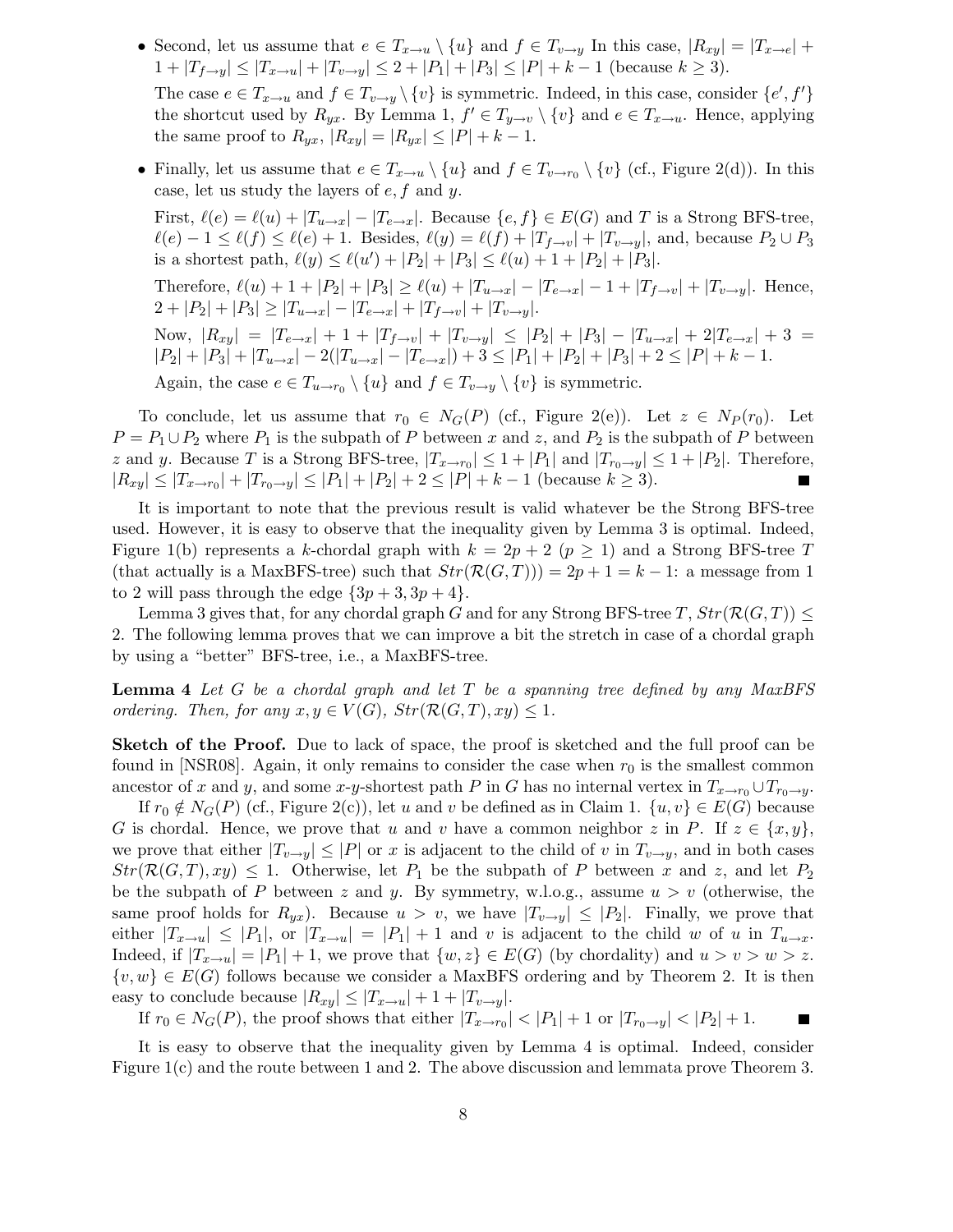- Second, let us assume that $e \in T_{x\to u} \setminus \{u\}$ and $f \in T_{v\to y}$ In this case, $|R_{xy}| = |T_{x\to e}| + 1 + |T_{f\to y}| \leq |T_{x\to u}| + |T_{v\to y}| \leq 2 + |P_1| + |P_3| \leq |P| + k - 1$ (because $k \geq 3$).

  The case $e \in T_{x\to u}$ and $f \in T_{v\to y} \setminus \{v\}$ is symmetric. Indeed, in this case, consider $\{e', f'\}$ the shortcut used by $R_{yx}$. By Lemma 1, $f' \in T_{y\to v} \setminus \{v\}$ and $e \in T_{x\to u}$. Hence, applying the same proof to $R_{yx}$, $|R_{xy}| = |R_{yx}| \leq |P| + k - 1$.

- Finally, let us assume that $e \in T_{x\to u} \setminus \{u\}$ and $f \in T_{v\to r_0} \setminus \{v\}$ (cf., Figure 2(d)). In this case, let us study the layers of $e, f$ and $y$.

  First, $\ell(e) = \ell(u) + |T_{u\to x}| - |T_{e\to x}|$. Because $\{e, f\} \in E(G)$ and $T$ is a Strong BFS-tree, $\ell(e) - 1 \leq \ell(f) \leq \ell(e) + 1$. Besides, $\ell(y) = \ell(f) + |T_{f\to v}| + |T_{v\to y}|$, and, because $P_2 \cup P_3$ is a shortest path, $\ell(y) \leq \ell(u') + |P_2| + |P_3| \leq \ell(u) + 1 + |P_2| + |P_3|$.

  Therefore, $\ell(u) + 1 + |P_2| + |P_3| \geq \ell(u) + |T_{u\to x}| - |T_{e\to x}| - 1 + |T_{f\to v}| + |T_{v\to y}|$. Hence, $2 + |P_2| + |P_3| \geq |T_{u\to x}| - |T_{e\to x}| + |T_{f\to v}| + |T_{v\to y}|$.

  Now, $|R_{xy}| = |T_{e\to x}| + 1 + |T_{f\to v}| + |T_{v\to y}| \leq |P_2| + |P_3| - |T_{u\to x}| + 2|T_{e\to x}| + 3 = |P_2| + |P_3| + |T_{u\to x}| - 2(|T_{u\to x}| - |T_{e\to x}|) + 3 \leq |P_1| + |P_2| + |P_3| + 2 \leq |P| + k - 1$.

  Again, the case $e \in T_{u\to r_0} \setminus \{u\}$ and $f \in T_{v\to y} \setminus \{v\}$ is symmetric.

To conclude, let us assume that $r_0 \in N_G(P)$ (cf., Figure 2(e)). Let $z \in N_P(r_0)$. Let $P = P_1 \cup P_2$ where $P_1$ is the subpath of $P$ between $x$ and $z$, and $P_2$ is the subpath of $P$ between $z$ and $y$. Because $T$ is a Strong BFS-tree, $|T_{x\to r_0}| \leq 1 + |P_1|$ and $|T_{r_0\to y}| \leq 1 + |P_2|$. Therefore, $|R_{xy}| \leq |T_{x\to r_0}| + |T_{r_0\to y}| \leq |P_1| + |P_2| + 2 \leq |P| + k - 1$ (because $k \geq 3$). ∎

It is important to note that the previous result is valid whatever be the Strong BFS-tree used. However, it is easy to observe that the inequality given by Lemma 3 is optimal. Indeed, Figure 1(b) represents a $k$-chordal graph with $k = 2p + 2$ ($p \geq 1$) and a Strong BFS-tree $T$ (that actually is a MaxBFS-tree) such that $Str(\mathcal{R}(G,T))) = 2p + 1 = k - 1$: a message from 1 to 2 will pass through the edge $\{3p + 3, 3p + 4\}$.

Lemma 3 gives that, for any chordal graph $G$ and for any Strong BFS-tree $T$, $Str(\mathcal{R}(G,T)) \leq 2$. The following lemma proves that we can improve a bit the stretch in case of a chordal graph by using a "better" BFS-tree, i.e., a MaxBFS-tree.

**Lemma 4** *Let $G$ be a chordal graph and let $T$ be a spanning tree defined by any MaxBFS ordering. Then, for any $x, y \in V(G)$, $Str(\mathcal{R}(G,T), xy) \leq 1$.*

**Sketch of the Proof.** Due to lack of space, the proof is sketched and the full proof can be found in [NSR08]. Again, it only remains to consider the case when $r_0$ is the smallest common ancestor of $x$ and $y$, and some $x$-$y$-shortest path $P$ in $G$ has no internal vertex in $T_{x\to r_0} \cup T_{r_0\to y}$.

If $r_0 \notin N_G(P)$ (cf., Figure 2(c)), let $u$ and $v$ be defined as in Claim 1. $\{u, v\} \in E(G)$ because $G$ is chordal. Hence, we prove that $u$ and $v$ have a common neighbor $z$ in $P$. If $z \in \{x, y\}$, we prove that either $|T_{v\to y}| \leq |P|$ or $x$ is adjacent to the child of $v$ in $T_{v\to y}$, and in both cases $Str(\mathcal{R}(G,T), xy) \leq 1$. Otherwise, let $P_1$ be the subpath of $P$ between $x$ and $z$, and let $P_2$ be the subpath of $P$ between $z$ and $y$. By symmetry, w.l.o.g., assume $u > v$ (otherwise, the same proof holds for $R_{yx}$). Because $u > v$, we have $|T_{v\to y}| \leq |P_2|$. Finally, we prove that either $|T_{x\to u}| \leq |P_1|$, or $|T_{x\to u}| = |P_1| + 1$ and $v$ is adjacent to the child $w$ of $u$ in $T_{u\to x}$. Indeed, if $|T_{x\to u}| = |P_1| + 1$, we prove that $\{w, z\} \in E(G)$ (by chordality) and $u > v > w > z$. $\{v, w\} \in E(G)$ follows because we consider a MaxBFS ordering and by Theorem 2. It is then easy to conclude because $|R_{xy}| \leq |T_{x\to u}| + 1 + |T_{v\to y}|$.

If $r_0 \in N_G(P)$, the proof shows that either $|T_{x\to r_0}| < |P_1| + 1$ or $|T_{r_0\to y}| < |P_2| + 1$. ∎

It is easy to observe that the inequality given by Lemma 4 is optimal. Indeed, consider Figure 1(c) and the route between 1 and 2. The above discussion and lemmata prove Theorem 3.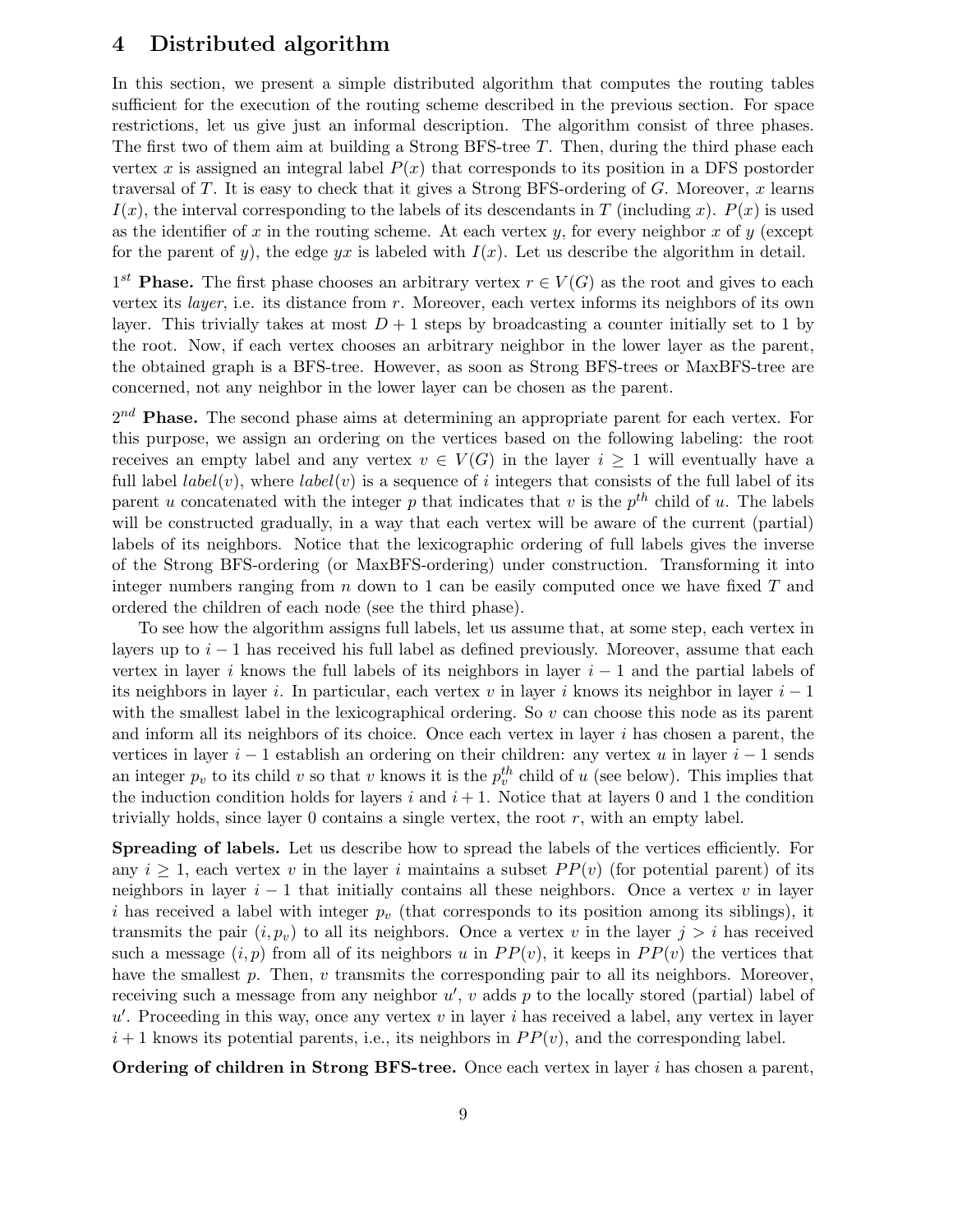# 4 Distributed algorithm

In this section, we present a simple distributed algorithm that computes the routing tables sufficient for the execution of the routing scheme described in the previous section. For space restrictions, let us give just an informal description. The algorithm consist of three phases. The first two of them aim at building a Strong BFS-tree $T$. Then, during the third phase each vertex $x$ is assigned an integral label $P(x)$ that corresponds to its position in a DFS postorder traversal of $T$. It is easy to check that it gives a Strong BFS-ordering of $G$. Moreover, $x$ learns $I(x)$, the interval corresponding to the labels of its descendants in $T$ (including $x$). $P(x)$ is used as the identifier of $x$ in the routing scheme. At each vertex $y$, for every neighbor $x$ of $y$ (except for the parent of $y$), the edge $yx$ is labeled with $I(x)$. Let us describe the algorithm in detail.

**$1^{st}$ Phase.** The first phase chooses an arbitrary vertex $r \in V(G)$ as the root and gives to each vertex its *layer*, i.e. its distance from $r$. Moreover, each vertex informs its neighbors of its own layer. This trivially takes at most $D+1$ steps by broadcasting a counter initially set to 1 by the root. Now, if each vertex chooses an arbitrary neighbor in the lower layer as the parent, the obtained graph is a BFS-tree. However, as soon as Strong BFS-trees or MaxBFS-tree are concerned, not any neighbor in the lower layer can be chosen as the parent.

**$2^{nd}$ Phase.** The second phase aims at determining an appropriate parent for each vertex. For this purpose, we assign an ordering on the vertices based on the following labeling: the root receives an empty label and any vertex $v \in V(G)$ in the layer $i \geq 1$ will eventually have a full label $label(v)$, where $label(v)$ is a sequence of $i$ integers that consists of the full label of its parent $u$ concatenated with the integer $p$ that indicates that $v$ is the $p^{th}$ child of $u$. The labels will be constructed gradually, in a way that each vertex will be aware of the current (partial) labels of its neighbors. Notice that the lexicographic ordering of full labels gives the inverse of the Strong BFS-ordering (or MaxBFS-ordering) under construction. Transforming it into integer numbers ranging from $n$ down to 1 can be easily computed once we have fixed $T$ and ordered the children of each node (see the third phase).

To see how the algorithm assigns full labels, let us assume that, at some step, each vertex in layers up to $i-1$ has received his full label as defined previously. Moreover, assume that each vertex in layer $i$ knows the full labels of its neighbors in layer $i-1$ and the partial labels of its neighbors in layer $i$. In particular, each vertex $v$ in layer $i$ knows its neighbor in layer $i-1$ with the smallest label in the lexicographical ordering. So $v$ can choose this node as its parent and inform all its neighbors of its choice. Once each vertex in layer $i$ has chosen a parent, the vertices in layer $i-1$ establish an ordering on their children: any vertex $u$ in layer $i-1$ sends an integer $p_v$ to its child $v$ so that $v$ knows it is the $p_v^{th}$ child of $u$ (see below). This implies that the induction condition holds for layers $i$ and $i+1$. Notice that at layers 0 and 1 the condition trivially holds, since layer 0 contains a single vertex, the root $r$, with an empty label.

**Spreading of labels.** Let us describe how to spread the labels of the vertices efficiently. For any $i \geq 1$, each vertex $v$ in the layer $i$ maintains a subset $PP(v)$ (for potential parent) of its neighbors in layer $i-1$ that initially contains all these neighbors. Once a vertex $v$ in layer $i$ has received a label with integer $p_v$ (that corresponds to its position among its siblings), it transmits the pair $(i, p_v)$ to all its neighbors. Once a vertex $v$ in the layer $j > i$ has received such a message $(i, p)$ from all of its neighbors $u$ in $PP(v)$, it keeps in $PP(v)$ the vertices that have the smallest $p$. Then, $v$ transmits the corresponding pair to all its neighbors. Moreover, receiving such a message from any neighbor $u'$, $v$ adds $p$ to the locally stored (partial) label of $u'$. Proceeding in this way, once any vertex $v$ in layer $i$ has received a label, any vertex in layer $i+1$ knows its potential parents, i.e., its neighbors in $PP(v)$, and the corresponding label.

**Ordering of children in Strong BFS-tree.** Once each vertex in layer $i$ has chosen a parent,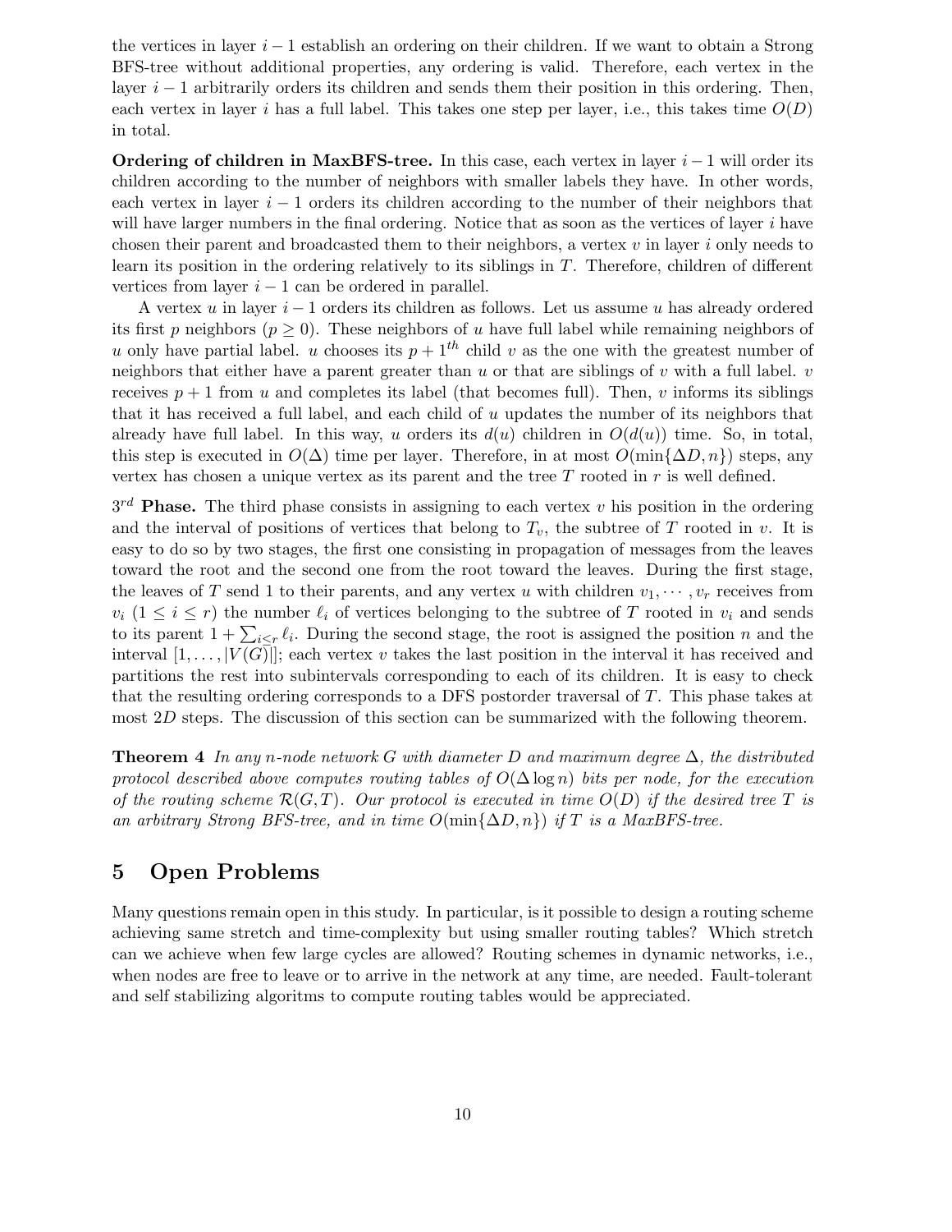the vertices in layer $i-1$ establish an ordering on their children. If we want to obtain a Strong BFS-tree without additional properties, any ordering is valid. Therefore, each vertex in the layer $i-1$ arbitrarily orders its children and sends them their position in this ordering. Then, each vertex in layer $i$ has a full label. This takes one step per layer, i.e., this takes time $O(D)$ in total.

**Ordering of children in MaxBFS-tree.** In this case, each vertex in layer $i-1$ will order its children according to the number of neighbors with smaller labels they have. In other words, each vertex in layer $i-1$ orders its children according to the number of their neighbors that will have larger numbers in the final ordering. Notice that as soon as the vertices of layer $i$ have chosen their parent and broadcasted them to their neighbors, a vertex $v$ in layer $i$ only needs to learn its position in the ordering relatively to its siblings in $T$. Therefore, children of different vertices from layer $i-1$ can be ordered in parallel.

A vertex $u$ in layer $i-1$ orders its children as follows. Let us assume $u$ has already ordered its first $p$ neighbors ($p \geq 0$). These neighbors of $u$ have full label while remaining neighbors of $u$ only have partial label. $u$ chooses its $p+1^{th}$ child $v$ as the one with the greatest number of neighbors that either have a parent greater than $u$ or that are siblings of $v$ with a full label. $v$ receives $p+1$ from $u$ and completes its label (that becomes full). Then, $v$ informs its siblings that it has received a full label, and each child of $u$ updates the number of its neighbors that already have full label. In this way, $u$ orders its $d(u)$ children in $O(d(u))$ time. So, in total, this step is executed in $O(\Delta)$ time per layer. Therefore, in at most $O(\min\{\Delta D, n\})$ steps, any vertex has chosen a unique vertex as its parent and the tree $T$ rooted in $r$ is well defined.

$3^{rd}$ **Phase.** The third phase consists in assigning to each vertex $v$ his position in the ordering and the interval of positions of vertices that belong to $T_v$, the subtree of $T$ rooted in $v$. It is easy to do so by two stages, the first one consisting in propagation of messages from the leaves toward the root and the second one from the root toward the leaves. During the first stage, the leaves of $T$ send 1 to their parents, and any vertex $u$ with children $v_1, \cdots, v_r$ receives from $v_i$ ($1 \leq i \leq r$) the number $\ell_i$ of vertices belonging to the subtree of $T$ rooted in $v_i$ and sends to its parent $1 + \sum_{i \leq r} \ell_i$. During the second stage, the root is assigned the position $n$ and the interval $[1, \ldots, |V(G)|]$; each vertex $v$ takes the last position in the interval it has received and partitions the rest into subintervals corresponding to each of its children. It is easy to check that the resulting ordering corresponds to a DFS postorder traversal of $T$. This phase takes at most $2D$ steps. The discussion of this section can be summarized with the following theorem.

**Theorem 4** *In any $n$-node network $G$ with diameter $D$ and maximum degree $\Delta$, the distributed protocol described above computes routing tables of $O(\Delta \log n)$ bits per node, for the execution of the routing scheme $\mathcal{R}(G,T)$. Our protocol is executed in time $O(D)$ if the desired tree $T$ is an arbitrary Strong BFS-tree, and in time $O(\min\{\Delta D, n\})$ if $T$ is a MaxBFS-tree.*

# 5 Open Problems

Many questions remain open in this study. In particular, is it possible to design a routing scheme achieving same stretch and time-complexity but using smaller routing tables? Which stretch can we achieve when few large cycles are allowed? Routing schemes in dynamic networks, i.e., when nodes are free to leave or to arrive in the network at any time, are needed. Fault-tolerant and self stabilizing algoritms to compute routing tables would be appreciated.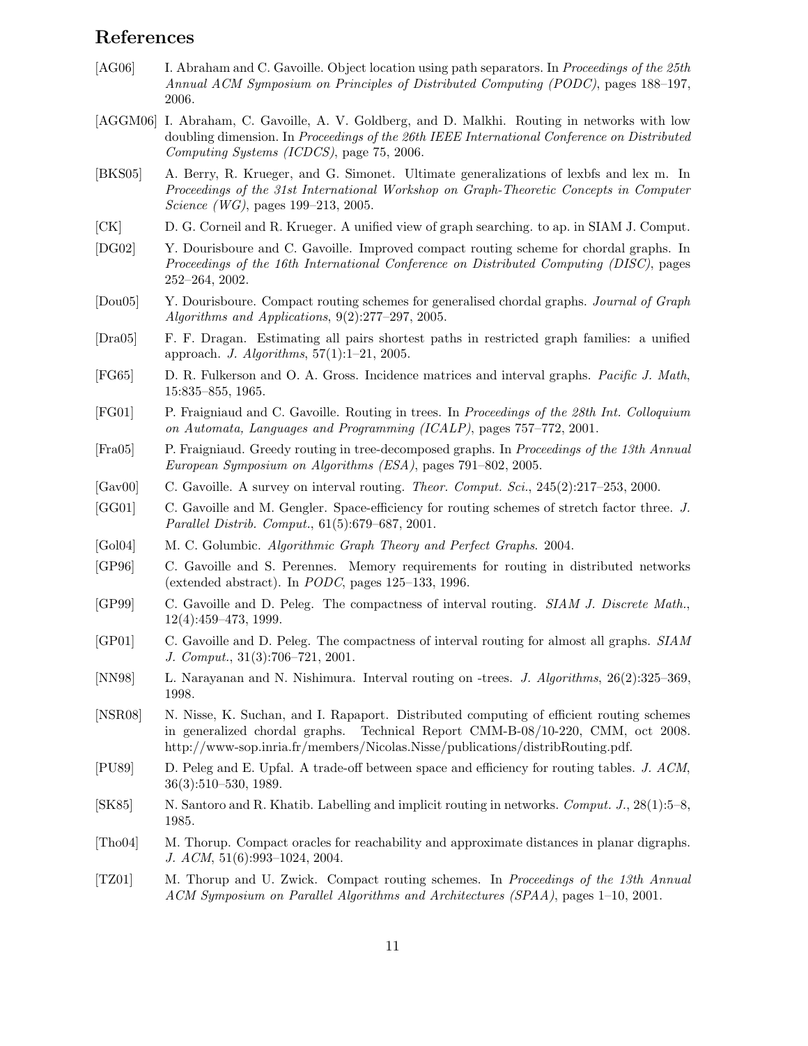## References

[AG06] I. Abraham and C. Gavoille. Object location using path separators. In *Proceedings of the 25th Annual ACM Symposium on Principles of Distributed Computing (PODC)*, pages 188–197, 2006.

[AGGM06] I. Abraham, C. Gavoille, A. V. Goldberg, and D. Malkhi. Routing in networks with low doubling dimension. In *Proceedings of the 26th IEEE International Conference on Distributed Computing Systems (ICDCS)*, page 75, 2006.

[BKS05] A. Berry, R. Krueger, and G. Simonet. Ultimate generalizations of lexbfs and lex m. In *Proceedings of the 31st International Workshop on Graph-Theoretic Concepts in Computer Science (WG)*, pages 199–213, 2005.

[CK] D. G. Corneil and R. Krueger. A unified view of graph searching. to ap. in SIAM J. Comput.

[DG02] Y. Dourisboure and C. Gavoille. Improved compact routing scheme for chordal graphs. In *Proceedings of the 16th International Conference on Distributed Computing (DISC)*, pages 252–264, 2002.

[Dou05] Y. Dourisboure. Compact routing schemes for generalised chordal graphs. *Journal of Graph Algorithms and Applications*, 9(2):277–297, 2005.

[Dra05] F. F. Dragan. Estimating all pairs shortest paths in restricted graph families: a unified approach. *J. Algorithms*, 57(1):1–21, 2005.

[FG65] D. R. Fulkerson and O. A. Gross. Incidence matrices and interval graphs. *Pacific J. Math*, 15:835–855, 1965.

[FG01] P. Fraigniaud and C. Gavoille. Routing in trees. In *Proceedings of the 28th Int. Colloquium on Automata, Languages and Programming (ICALP)*, pages 757–772, 2001.

[Fra05] P. Fraigniaud. Greedy routing in tree-decomposed graphs. In *Proceedings of the 13th Annual European Symposium on Algorithms (ESA)*, pages 791–802, 2005.

[Gav00] C. Gavoille. A survey on interval routing. *Theor. Comput. Sci.*, 245(2):217–253, 2000.

[GG01] C. Gavoille and M. Gengler. Space-efficiency for routing schemes of stretch factor three. *J. Parallel Distrib. Comput.*, 61(5):679–687, 2001.

[Gol04] M. C. Golumbic. *Algorithmic Graph Theory and Perfect Graphs*. 2004.

[GP96] C. Gavoille and S. Perennes. Memory requirements for routing in distributed networks (extended abstract). In *PODC*, pages 125–133, 1996.

[GP99] C. Gavoille and D. Peleg. The compactness of interval routing. *SIAM J. Discrete Math.*, 12(4):459–473, 1999.

[GP01] C. Gavoille and D. Peleg. The compactness of interval routing for almost all graphs. *SIAM J. Comput.*, 31(3):706–721, 2001.

[NN98] L. Narayanan and N. Nishimura. Interval routing on -trees. *J. Algorithms*, 26(2):325–369, 1998.

[NSR08] N. Nisse, K. Suchan, and I. Rapaport. Distributed computing of efficient routing schemes in generalized chordal graphs. Technical Report CMM-B-08/10-220, CMM, oct 2008. http://www-sop.inria.fr/members/Nicolas.Nisse/publications/distribRouting.pdf.

[PU89] D. Peleg and E. Upfal. A trade-off between space and efficiency for routing tables. *J. ACM*, 36(3):510–530, 1989.

[SK85] N. Santoro and R. Khatib. Labelling and implicit routing in networks. *Comput. J.*, 28(1):5–8, 1985.

[Tho04] M. Thorup. Compact oracles for reachability and approximate distances in planar digraphs. *J. ACM*, 51(6):993–1024, 2004.

[TZ01] M. Thorup and U. Zwick. Compact routing schemes. In *Proceedings of the 13th Annual ACM Symposium on Parallel Algorithms and Architectures (SPAA)*, pages 1–10, 2001.